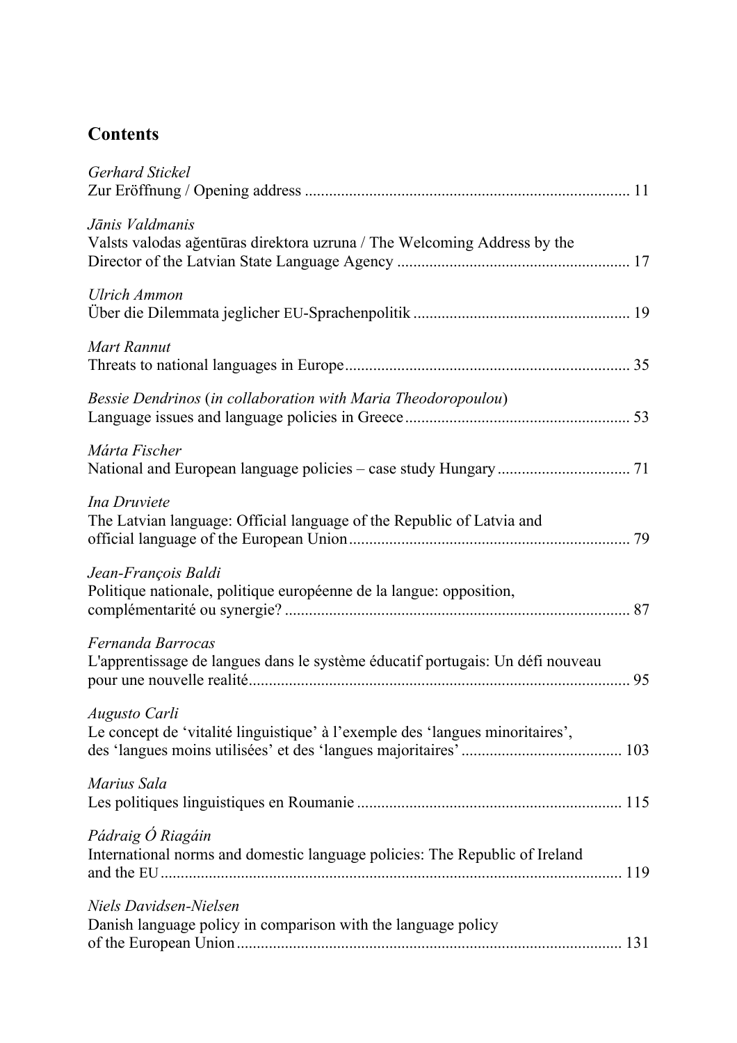## Contents

*Gerhard Stickel*
Zur Eröffnung / Opening address ................................................................................ 11

*Jānis Valdmanis*
Valsts valodas aģentūras direktora uzruna / The Welcoming Address by the Director of the Latvian State Language Agency ......................................................... 17

*Ulrich Ammon*
Über die Dilemmata jeglicher EU-Sprachenpolitik ..................................................... 19

*Mart Rannut*
Threats to national languages in Europe...................................................................... 35

*Bessie Dendrinos* (*in collaboration with Maria Theodoropoulou*)
Language issues and language policies in Greece....................................................... 53

*Márta Fischer*
National and European language policies – case study Hungary ................................ 71

*Ina Druviete*
The Latvian language: Official language of the Republic of Latvia and official language of the European Union..................................................................... 79

*Jean-François Baldi*
Politique nationale, politique européenne de la langue: opposition, complémentarité ou synergie? ..................................................................................... 87

*Fernanda Barrocas*
L'apprentissage de langues dans le système éducatif portugais: Un défi nouveau pour une nouvelle realité............................................................................................. 95

*Augusto Carli*
Le concept de 'vitalité linguistique' à l'exemple des 'langues minoritaires', des 'langues moins utilisées' et des 'langues majoritaires' ........................................ 103

*Marius Sala*
Les politiques linguistiques en Roumanie ................................................................. 115

*Pádraig Ó Riagáin*
International norms and domestic language policies: The Republic of Ireland and the EU.................................................................................................................. 119

*Niels Davidsen-Nielsen*
Danish language policy in comparison with the language policy of the European Union............................................................................................... 131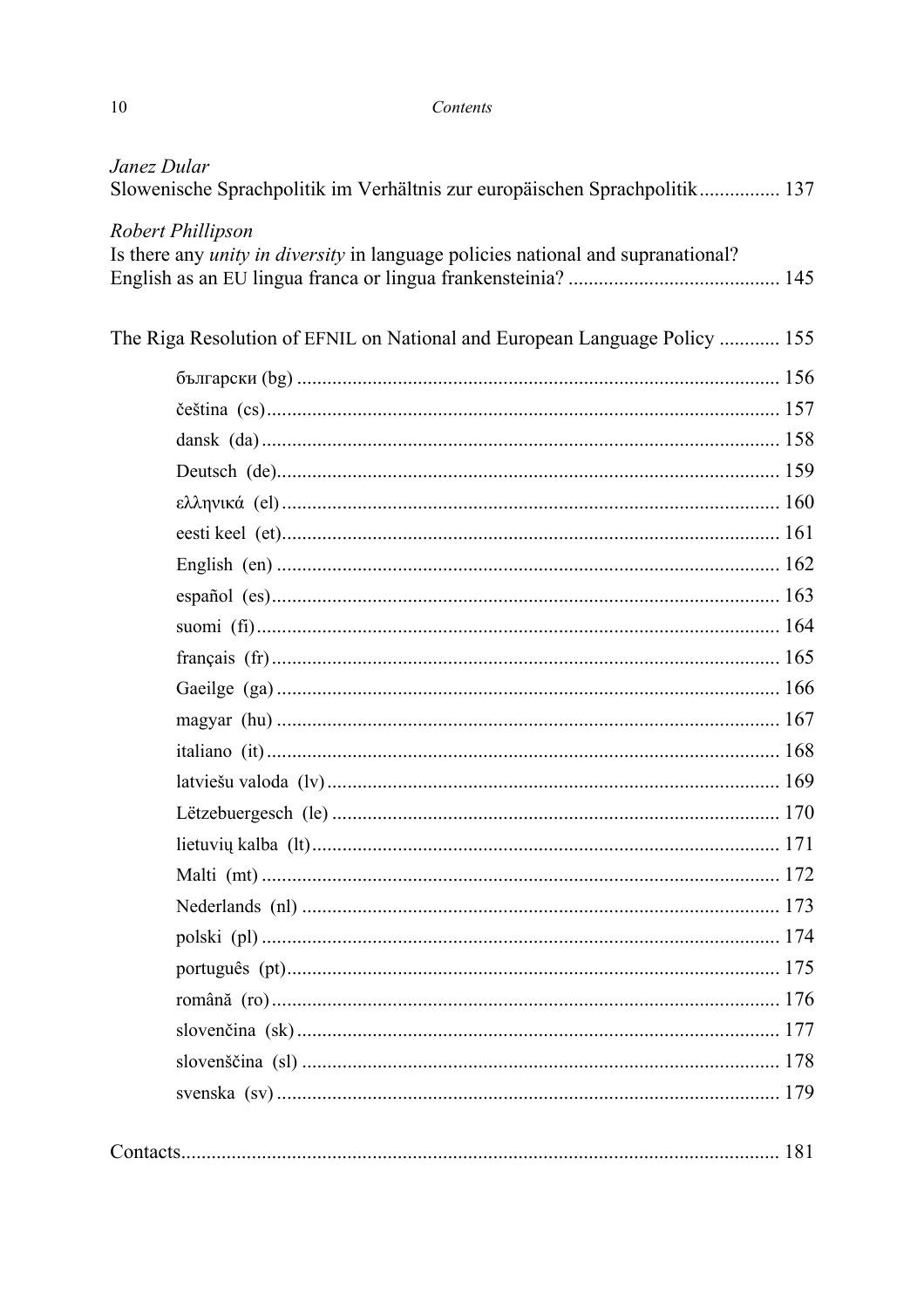*Janez Dular*
Slowenische Sprachpolitik im Verhältnis zur europäischen Sprachpolitik................ 137

*Robert Phillipson*
Is there any *unity in diversity* in language policies national and supranational? English as an EU lingua franca or lingua frankensteinia? ......................................... 145

The Riga Resolution of EFNIL on National and European Language Policy ............ 155

- български (bg) ............................................................................... 156
- čeština (cs)...................................................................................... 157
- dansk (da)....................................................................................... 158
- Deutsch (de)................................................................................... 159
- ελληνικά (el) .................................................................................. 160
- eesti keel (et).................................................................................. 161
- English (en) ................................................................................... 162
- español (es).................................................................................... 163
- suomi (fi)........................................................................................ 164
- français (fr).................................................................................... 165
- Gaeilge (ga) ................................................................................... 166
- magyar (hu) ................................................................................... 167
- italiano (it)..................................................................................... 168
- latviešu valoda (lv)......................................................................... 169
- Lëtzebuergesch (le) ........................................................................ 170
- lietuvių kalba (lt)............................................................................ 171
- Malti (mt) ....................................................................................... 172
- Nederlands (nl) .............................................................................. 173
- polski (pl) ...................................................................................... 174
- português (pt)................................................................................. 175
- română (ro).................................................................................... 176
- slovenčina (sk) ............................................................................... 177
- slovenščina (sl) .............................................................................. 178
- svenska (sv) ................................................................................... 179

Contacts...................................................................................................... 181